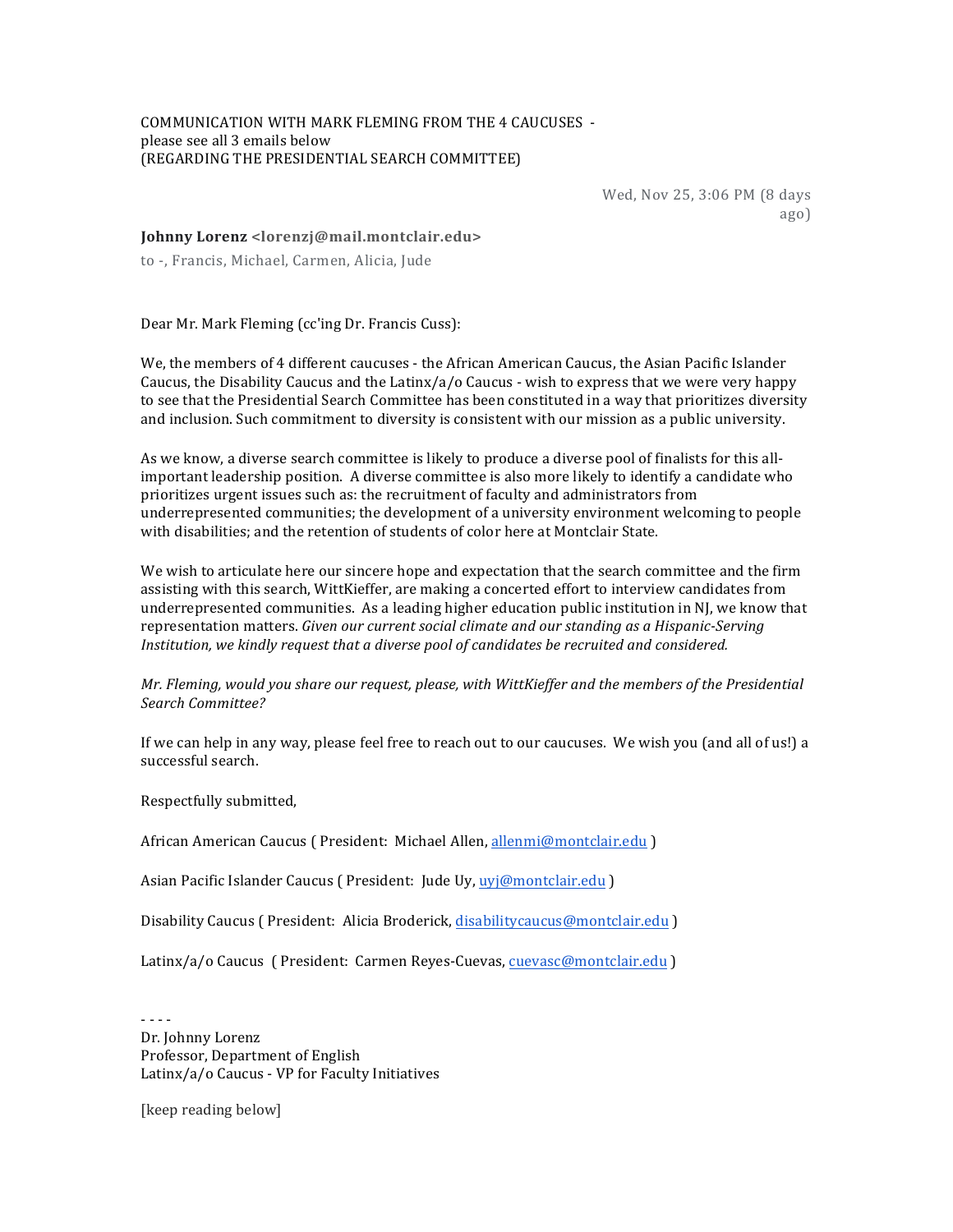COMMUNICATION WITH MARK FLEMING FROM THE 4 CAUCUSES -
please see all 3 emails below
(REGARDING THE PRESIDENTIAL SEARCH COMMITTEE)

Wed, Nov 25, 3:06 PM (8 days ago)

**Johnny Lorenz <lorenzj@mail.montclair.edu>**

to -, Francis, Michael, Carmen, Alicia, Jude

Dear Mr. Mark Fleming (cc'ing Dr. Francis Cuss):

We, the members of 4 different caucuses - the African American Caucus, the Asian Pacific Islander Caucus, the Disability Caucus and the Latinx/a/o Caucus - wish to express that we were very happy to see that the Presidential Search Committee has been constituted in a way that prioritizes diversity and inclusion. Such commitment to diversity is consistent with our mission as a public university.

As we know, a diverse search committee is likely to produce a diverse pool of finalists for this all-important leadership position. A diverse committee is also more likely to identify a candidate who prioritizes urgent issues such as: the recruitment of faculty and administrators from underrepresented communities; the development of a university environment welcoming to people with disabilities; and the retention of students of color here at Montclair State.

We wish to articulate here our sincere hope and expectation that the search committee and the firm assisting with this search, WittKieffer, are making a concerted effort to interview candidates from underrepresented communities. As a leading higher education public institution in NJ, we know that representation matters. *Given our current social climate and our standing as a Hispanic-Serving Institution, we kindly request that a diverse pool of candidates be recruited and considered.*

*Mr. Fleming, would you share our request, please, with WittKieffer and the members of the Presidential Search Committee?*

If we can help in any way, please feel free to reach out to our caucuses. We wish you (and all of us!) a successful search.

Respectfully submitted,

African American Caucus ( President: Michael Allen, allenmi@montclair.edu )

Asian Pacific Islander Caucus ( President: Jude Uy, uyj@montclair.edu )

Disability Caucus ( President: Alicia Broderick, disabilitycaucus@montclair.edu )

Latinx/a/o Caucus ( President: Carmen Reyes-Cuevas, cuevasc@montclair.edu )

- - - -
Dr. Johnny Lorenz
Professor, Department of English
Latinx/a/o Caucus - VP for Faculty Initiatives

[keep reading below]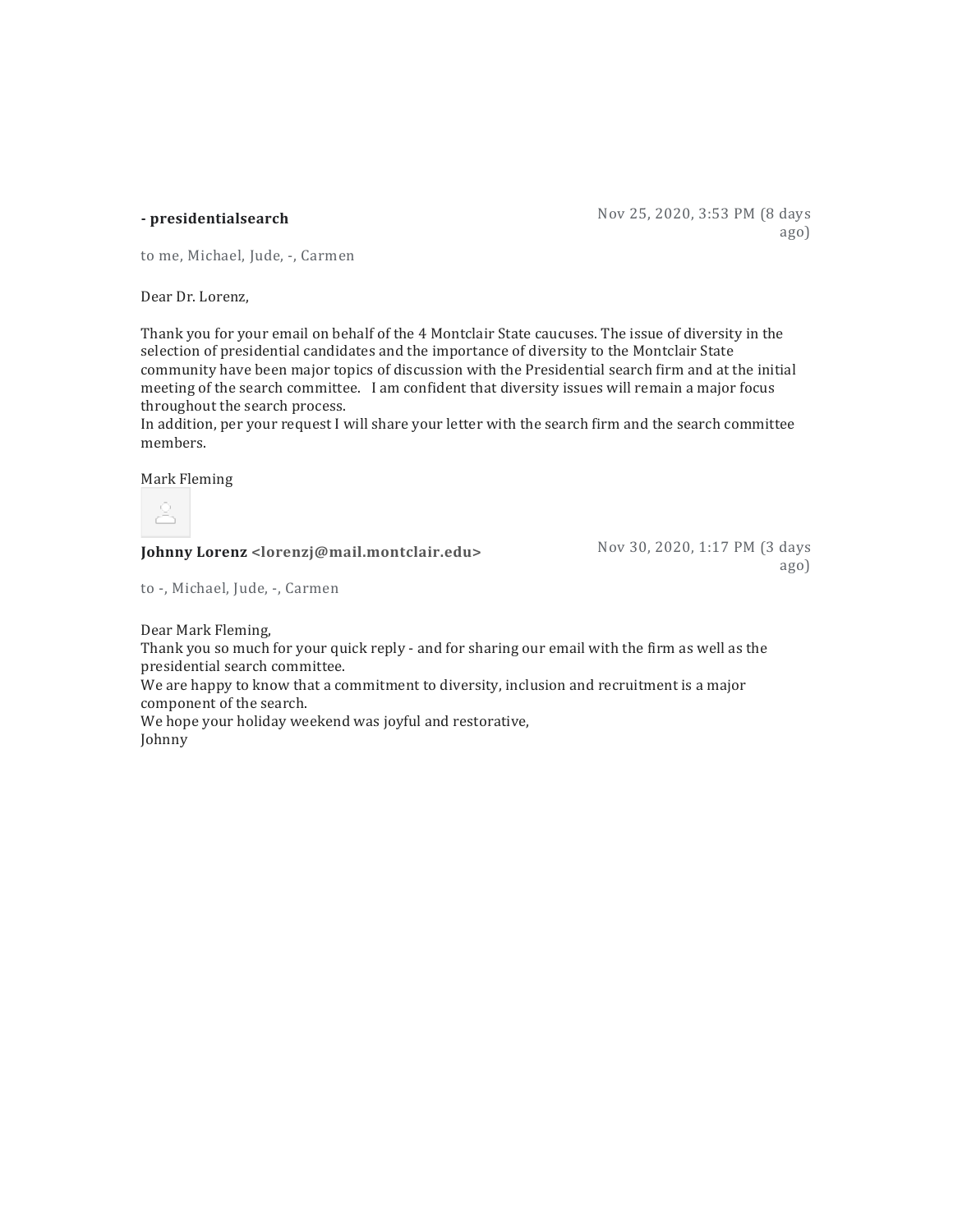**- presidentialsearch**

Nov 25, 2020, 3:53 PM (8 days ago)

to me, Michael, Jude, -, Carmen

Dear Dr. Lorenz,

Thank you for your email on behalf of the 4 Montclair State caucuses. The issue of diversity in the selection of presidential candidates and the importance of diversity to the Montclair State community have been major topics of discussion with the Presidential search firm and at the initial meeting of the search committee. I am confident that diversity issues will remain a major focus throughout the search process.
In addition, per your request I will share your letter with the search firm and the search committee members.

Mark Fleming

**Johnny Lorenz <lorenzj@mail.montclair.edu>**

Nov 30, 2020, 1:17 PM (3 days ago)

to -, Michael, Jude, -, Carmen

Dear Mark Fleming,
Thank you so much for your quick reply - and for sharing our email with the firm as well as the presidential search committee.
We are happy to know that a commitment to diversity, inclusion and recruitment is a major component of the search.
We hope your holiday weekend was joyful and restorative,
Johnny